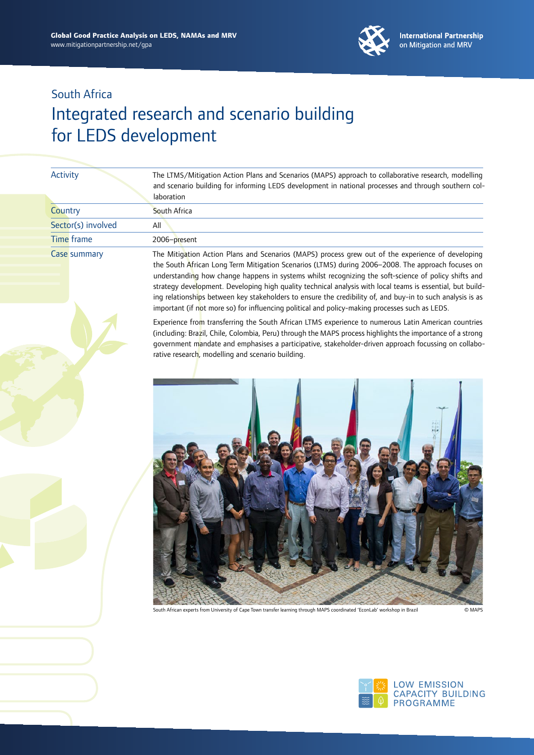Global Good Practice Analysis on LEDS, NAMAs and MRV
www.mitigationpartnership.net/gpa

International Partnership on Mitigation and MRV

## South Africa

# Integrated research and scenario building for LEDS development

| | |
|---|---|
| Activity | The LTMS/Mitigation Action Plans and Scenarios (MAPS) approach to collaborative research, modelling and scenario building for informing LEDS development in national processes and through southern collaboration |
| Country | South Africa |
| Sector(s) involved | All |
| Time frame | 2006–present |
| Case summary | The Mitigation Action Plans and Scenarios (MAPS) process grew out of the experience of developing the South African Long Term Mitigation Scenarios (LTMS) during 2006–2008. The approach focuses on understanding how change happens in systems whilst recognizing the soft-science of policy shifts and strategy development. Developing high quality technical analysis with local teams is essential, but building relationships between key stakeholders to ensure the credibility of, and buy-in to such analysis is as important (if not more so) for influencing political and policy-making processes such as LEDS.<br><br>Experience from transferring the South African LTMS experience to numerous Latin American countries (including: Brazil, Chile, Colombia, Peru) through the MAPS process highlights the importance of a strong government mandate and emphasises a participative, stakeholder-driven approach focussing on collaborative research, modelling and scenario building. |

South African experts from University of Cape Town transfer learning through MAPS coordinated 'EconLab' workshop in Brazil © MAPS

LOW EMISSION CAPACITY BUILDING PROGRAMME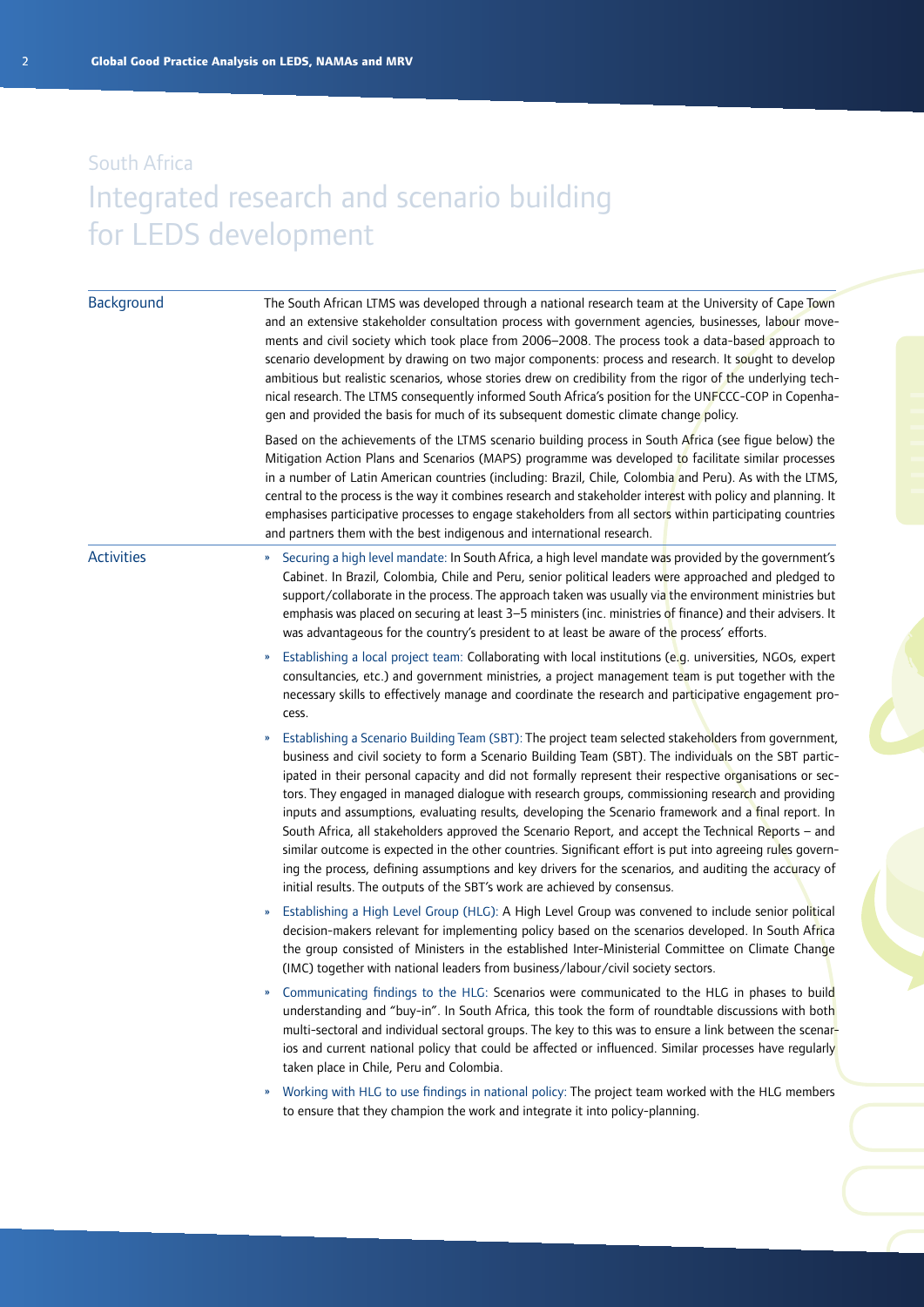South Africa

# Integrated research and scenario building for LEDS development

## Background

The South African LTMS was developed through a national research team at the University of Cape Town and an extensive stakeholder consultation process with government agencies, businesses, labour movements and civil society which took place from 2006–2008. The process took a data-based approach to scenario development by drawing on two major components: process and research. It sought to develop ambitious but realistic scenarios, whose stories drew on credibility from the rigor of the underlying technical research. The LTMS consequently informed South Africa's position for the UNFCCC-COP in Copenhagen and provided the basis for much of its subsequent domestic climate change policy.

Based on the achievements of the LTMS scenario building process in South Africa (see figue below) the Mitigation Action Plans and Scenarios (MAPS) programme was developed to facilitate similar processes in a number of Latin American countries (including: Brazil, Chile, Colombia and Peru). As with the LTMS, central to the process is the way it combines research and stakeholder interest with policy and planning. It emphasises participative processes to engage stakeholders from all sectors within participating countries and partners them with the best indigenous and international research.

## Activities

- Securing a high level mandate: In South Africa, a high level mandate was provided by the government's Cabinet. In Brazil, Colombia, Chile and Peru, senior political leaders were approached and pledged to support/collaborate in the process. The approach taken was usually via the environment ministries but emphasis was placed on securing at least 3–5 ministers (inc. ministries of finance) and their advisers. It was advantageous for the country's president to at least be aware of the process' efforts.
- Establishing a local project team: Collaborating with local institutions (e.g. universities, NGOs, expert consultancies, etc.) and government ministries, a project management team is put together with the necessary skills to effectively manage and coordinate the research and participative engagement process.
- Establishing a Scenario Building Team (SBT): The project team selected stakeholders from government, business and civil society to form a Scenario Building Team (SBT). The individuals on the SBT participated in their personal capacity and did not formally represent their respective organisations or sectors. They engaged in managed dialogue with research groups, commissioning research and providing inputs and assumptions, evaluating results, developing the Scenario framework and a final report. In South Africa, all stakeholders approved the Scenario Report, and accept the Technical Reports – and similar outcome is expected in the other countries. Significant effort is put into agreeing rules governing the process, defining assumptions and key drivers for the scenarios, and auditing the accuracy of initial results. The outputs of the SBT's work are achieved by consensus.
- Establishing a High Level Group (HLG): A High Level Group was convened to include senior political decision-makers relevant for implementing policy based on the scenarios developed. In South Africa the group consisted of Ministers in the established Inter-Ministerial Committee on Climate Change (IMC) together with national leaders from business/labour/civil society sectors.
- Communicating findings to the HLG: Scenarios were communicated to the HLG in phases to build understanding and "buy-in". In South Africa, this took the form of roundtable discussions with both multi-sectoral and individual sectoral groups. The key to this was to ensure a link between the scenarios and current national policy that could be affected or influenced. Similar processes have regularly taken place in Chile, Peru and Colombia.
- Working with HLG to use findings in national policy: The project team worked with the HLG members to ensure that they champion the work and integrate it into policy-planning.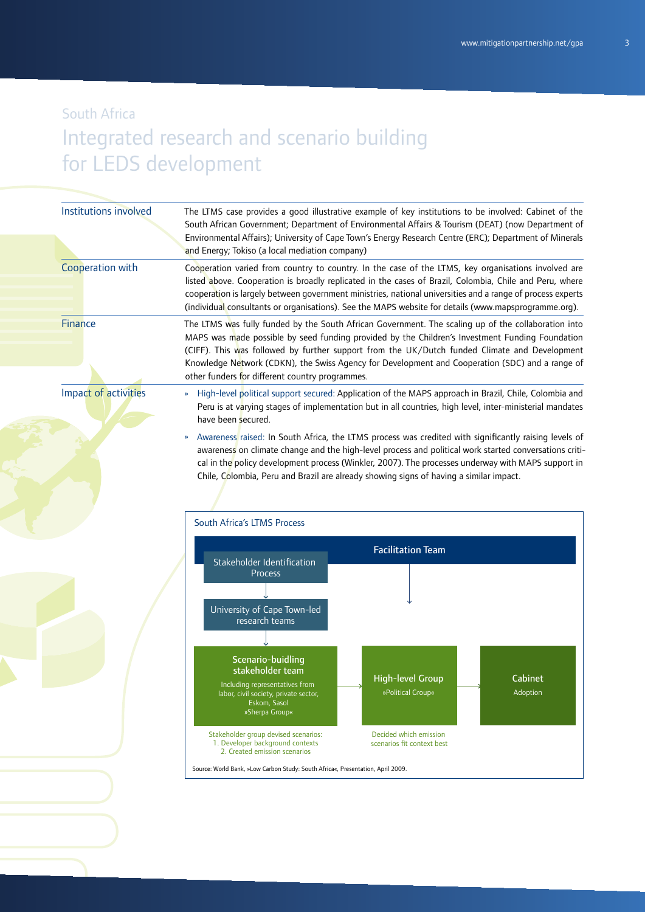South Africa

# Integrated research and scenario building for LEDS development

| | |
|---|---|
| Institutions involved | The LTMS case provides a good illustrative example of key institutions to be involved: Cabinet of the South African Government; Department of Environmental Affairs & Tourism (DEAT) (now Department of Environmental Affairs); University of Cape Town's Energy Research Centre (ERC); Department of Minerals and Energy; Tokiso (a local mediation company) |
| Cooperation with | Cooperation varied from country to country. In the case of the LTMS, key organisations involved are listed above. Cooperation is broadly replicated in the cases of Brazil, Colombia, Chile and Peru, where cooperation is largely between government ministries, national universities and a range of process experts (individual consultants or organisations). See the MAPS website for details (www.mapsprogramme.org). |
| Finance | The LTMS was fully funded by the South African Government. The scaling up of the collaboration into MAPS was made possible by seed funding provided by the Children's Investment Funding Foundation (CIFF). This was followed by further support from the UK/Dutch funded Climate and Development Knowledge Network (CDKN), the Swiss Agency for Development and Cooperation (SDC) and a range of other funders for different country programmes. |
| Impact of activities | » High-level political support secured: Application of the MAPS approach in Brazil, Chile, Colombia and Peru is at varying stages of implementation but in all countries, high level, inter-ministerial mandates have been secured.<br>» Awareness raised: In South Africa, the LTMS process was credited with significantly raising levels of awareness on climate change and the high-level process and political work started conversations critical in the policy development process (Winkler, 2007). The processes underway with MAPS support in Chile, Colombia, Peru and Brazil are already showing signs of having a similar impact. |

South Africa's LTMS Process

Facilitation Team

Stakeholder Identification Process

University of Cape Town-led research teams

Scenario-buidling stakeholder team

Including representatives from labor, civil society, private sector, Eskom, Sasol »Sherpa Group«

High-level Group

»Political Group«

Cabinet

Adoption

Stakeholder group devised scenarios:
1. Developer background contexts
2. Created emission scenarios

Decided which emission scenarios fit context best

Source: World Bank, »Low Carbon Study: South Africa«, Presentation, April 2009.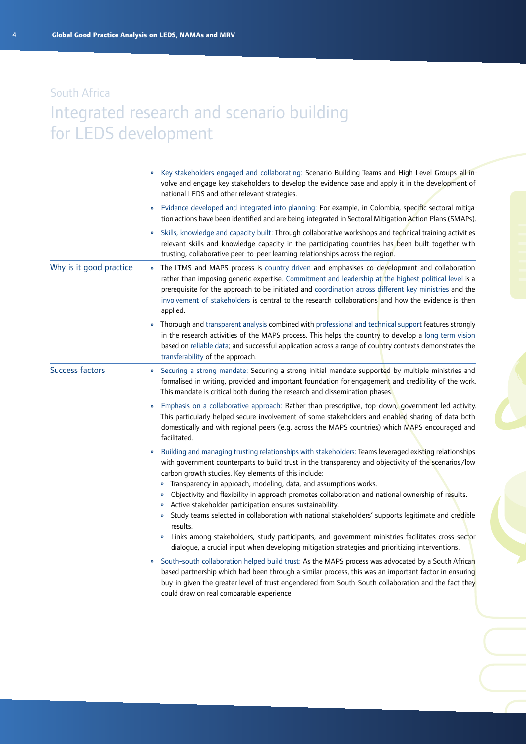South Africa

# Integrated research and scenario building for LEDS development

- Key stakeholders engaged and collaborating: Scenario Building Teams and High Level Groups all involve and engage key stakeholders to develop the evidence base and apply it in the development of national LEDS and other relevant strategies.
- Evidence developed and integrated into planning: For example, in Colombia, specific sectoral mitigation actions have been identified and are being integrated in Sectoral Mitigation Action Plans (SMAPs).
- Skills, knowledge and capacity built: Through collaborative workshops and technical training activities relevant skills and knowledge capacity in the participating countries has been built together with trusting, collaborative peer-to-peer learning relationships across the region.

## Why is it good practice

- The LTMS and MAPS process is country driven and emphasises co-development and collaboration rather than imposing generic expertise. Commitment and leadership at the highest political level is a prerequisite for the approach to be initiated and coordination across different key ministries and the involvement of stakeholders is central to the research collaborations and how the evidence is then applied.
- Thorough and transparent analysis combined with professional and technical support features strongly in the research activities of the MAPS process. This helps the country to develop a long term vision based on reliable data; and successful application across a range of country contexts demonstrates the transferability of the approach.

## Success factors

- Securing a strong mandate: Securing a strong initial mandate supported by multiple ministries and formalised in writing, provided and important foundation for engagement and credibility of the work. This mandate is critical both during the research and dissemination phases.
- Emphasis on a collaborative approach: Rather than prescriptive, top-down, government led activity. This particularly helped secure involvement of some stakeholders and enabled sharing of data both domestically and with regional peers (e.g. across the MAPS countries) which MAPS encouraged and facilitated.
- Building and managing trusting relationships with stakeholders: Teams leveraged existing relationships with government counterparts to build trust in the transparency and objectivity of the scenarios/low carbon growth studies. Key elements of this include:
  - Transparency in approach, modeling, data, and assumptions works.
  - Objectivity and flexibility in approach promotes collaboration and national ownership of results.
  - Active stakeholder participation ensures sustainability.
  - Study teams selected in collaboration with national stakeholders' supports legitimate and credible results.
  - Links among stakeholders, study participants, and government ministries facilitates cross-sector dialogue, a crucial input when developing mitigation strategies and prioritizing interventions.
- South-south collaboration helped build trust: As the MAPS process was advocated by a South African based partnership which had been through a similar process, this was an important factor in ensuring buy-in given the greater level of trust engendered from South-South collaboration and the fact they could draw on real comparable experience.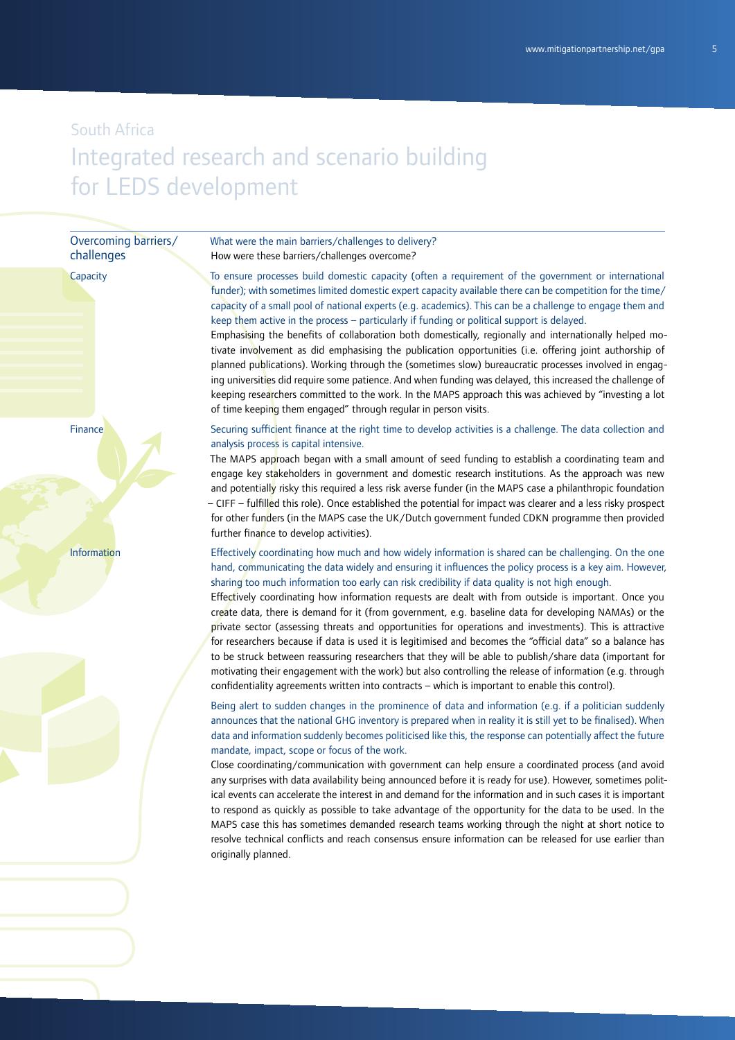South Africa

# Integrated research and scenario building for LEDS development

## Overcoming barriers/ challenges

What were the main barriers/challenges to delivery?
How were these barriers/challenges overcome?

### Capacity

To ensure processes build domestic capacity (often a requirement of the government or international funder); with sometimes limited domestic expert capacity available there can be competition for the time/capacity of a small pool of national experts (e.g. academics). This can be a challenge to engage them and keep them active in the process – particularly if funding or political support is delayed.

Emphasising the benefits of collaboration both domestically, regionally and internationally helped motivate involvement as did emphasising the publication opportunities (i.e. offering joint authorship of planned publications). Working through the (sometimes slow) bureaucratic processes involved in engaging universities did require some patience. And when funding was delayed, this increased the challenge of keeping researchers committed to the work. In the MAPS approach this was achieved by "investing a lot of time keeping them engaged" through regular in person visits.

### Finance

Securing sufficient finance at the right time to develop activities is a challenge. The data collection and analysis process is capital intensive.

The MAPS approach began with a small amount of seed funding to establish a coordinating team and engage key stakeholders in government and domestic research institutions. As the approach was new and potentially risky this required a less risk averse funder (in the MAPS case a philanthropic foundation – CIFF – fulfilled this role). Once established the potential for impact was clearer and a less risky prospect for other funders (in the MAPS case the UK/Dutch government funded CDKN programme then provided further finance to develop activities).

### Information

Effectively coordinating how much and how widely information is shared can be challenging. On the one hand, communicating the data widely and ensuring it influences the policy process is a key aim. However, sharing too much information too early can risk credibility if data quality is not high enough.

Effectively coordinating how information requests are dealt with from outside is important. Once you create data, there is demand for it (from government, e.g. baseline data for developing NAMAs) or the private sector (assessing threats and opportunities for operations and investments). This is attractive for researchers because if data is used it is legitimised and becomes the "official data" so a balance has to be struck between reassuring researchers that they will be able to publish/share data (important for motivating their engagement with the work) but also controlling the release of information (e.g. through confidentiality agreements written into contracts – which is important to enable this control).

Being alert to sudden changes in the prominence of data and information (e.g. if a politician suddenly announces that the national GHG inventory is prepared when in reality it is still yet to be finalised). When data and information suddenly becomes politicised like this, the response can potentially affect the future mandate, impact, scope or focus of the work.

Close coordinating/communication with government can help ensure a coordinated process (and avoid any surprises with data availability being announced before it is ready for use). However, sometimes political events can accelerate the interest in and demand for the information and in such cases it is important to respond as quickly as possible to take advantage of the opportunity for the data to be used. In the MAPS case this has sometimes demanded research teams working through the night at short notice to resolve technical conflicts and reach consensus ensure information can be released for use earlier than originally planned.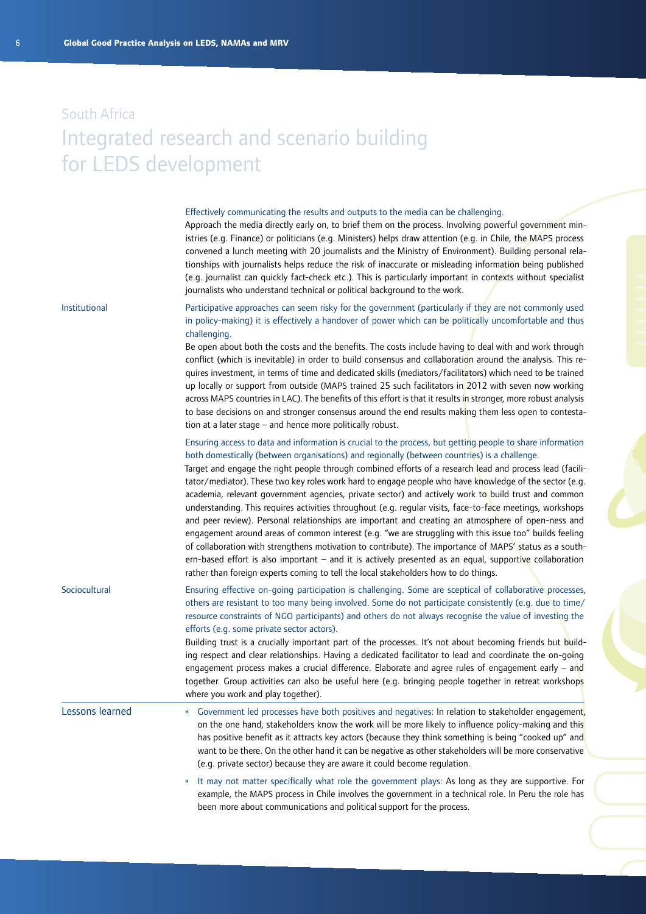South Africa

# Integrated research and scenario building for LEDS development

Effectively communicating the results and outputs to the media can be challenging.
Approach the media directly early on, to brief them on the process. Involving powerful government ministries (e.g. Finance) or politicians (e.g. Ministers) helps draw attention (e.g. in Chile, the MAPS process convened a lunch meeting with 20 journalists and the Ministry of Environment). Building personal relationships with journalists helps reduce the risk of inaccurate or misleading information being published (e.g. journalist can quickly fact-check etc.). This is particularly important in contexts without specialist journalists who understand technical or political background to the work.

**Institutional**

Participative approaches can seem risky for the government (particularly if they are not commonly used in policy-making) it is effectively a handover of power which can be politically uncomfortable and thus challenging.
Be open about both the costs and the benefits. The costs include having to deal with and work through conflict (which is inevitable) in order to build consensus and collaboration around the analysis. This requires investment, in terms of time and dedicated skills (mediators/facilitators) which need to be trained up locally or support from outside (MAPS trained 25 such facilitators in 2012 with seven now working across MAPS countries in LAC). The benefits of this effort is that it results in stronger, more robust analysis to base decisions on and stronger consensus around the end results making them less open to contestation at a later stage – and hence more politically robust.

Ensuring access to data and information is crucial to the process, but getting people to share information both domestically (between organisations) and regionally (between countries) is a challenge.
Target and engage the right people through combined efforts of a research lead and process lead (facilitator/mediator). These two key roles work hard to engage people who have knowledge of the sector (e.g. academia, relevant government agencies, private sector) and actively work to build trust and common understanding. This requires activities throughout (e.g. regular visits, face-to-face meetings, workshops and peer review). Personal relationships are important and creating an atmosphere of open-ness and engagement around areas of common interest (e.g. "we are struggling with this issue too" builds feeling of collaboration with strengthens motivation to contribute). The importance of MAPS' status as a southern-based effort is also important – and it is actively presented as an equal, supportive collaboration rather than foreign experts coming to tell the local stakeholders how to do things.

**Sociocultural**

Ensuring effective on-going participation is challenging. Some are sceptical of collaborative processes, others are resistant to too many being involved. Some do not participate consistently (e.g. due to time/resource constraints of NGO participants) and others do not always recognise the value of investing the efforts (e.g. some private sector actors).
Building trust is a crucially important part of the processes. It's not about becoming friends but building respect and clear relationships. Having a dedicated facilitator to lead and coordinate the on-going engagement process makes a crucial difference. Elaborate and agree rules of engagement early – and together. Group activities can also be useful here (e.g. bringing people together in retreat workshops where you work and play together).

## Lessons learned

- Government led processes have both positives and negatives: In relation to stakeholder engagement, on the one hand, stakeholders know the work will be more likely to influence policy-making and this has positive benefit as it attracts key actors (because they think something is being "cooked up" and want to be there. On the other hand it can be negative as other stakeholders will be more conservative (e.g. private sector) because they are aware it could become regulation.
- It may not matter specifically what role the government plays: As long as they are supportive. For example, the MAPS process in Chile involves the government in a technical role. In Peru the role has been more about communications and political support for the process.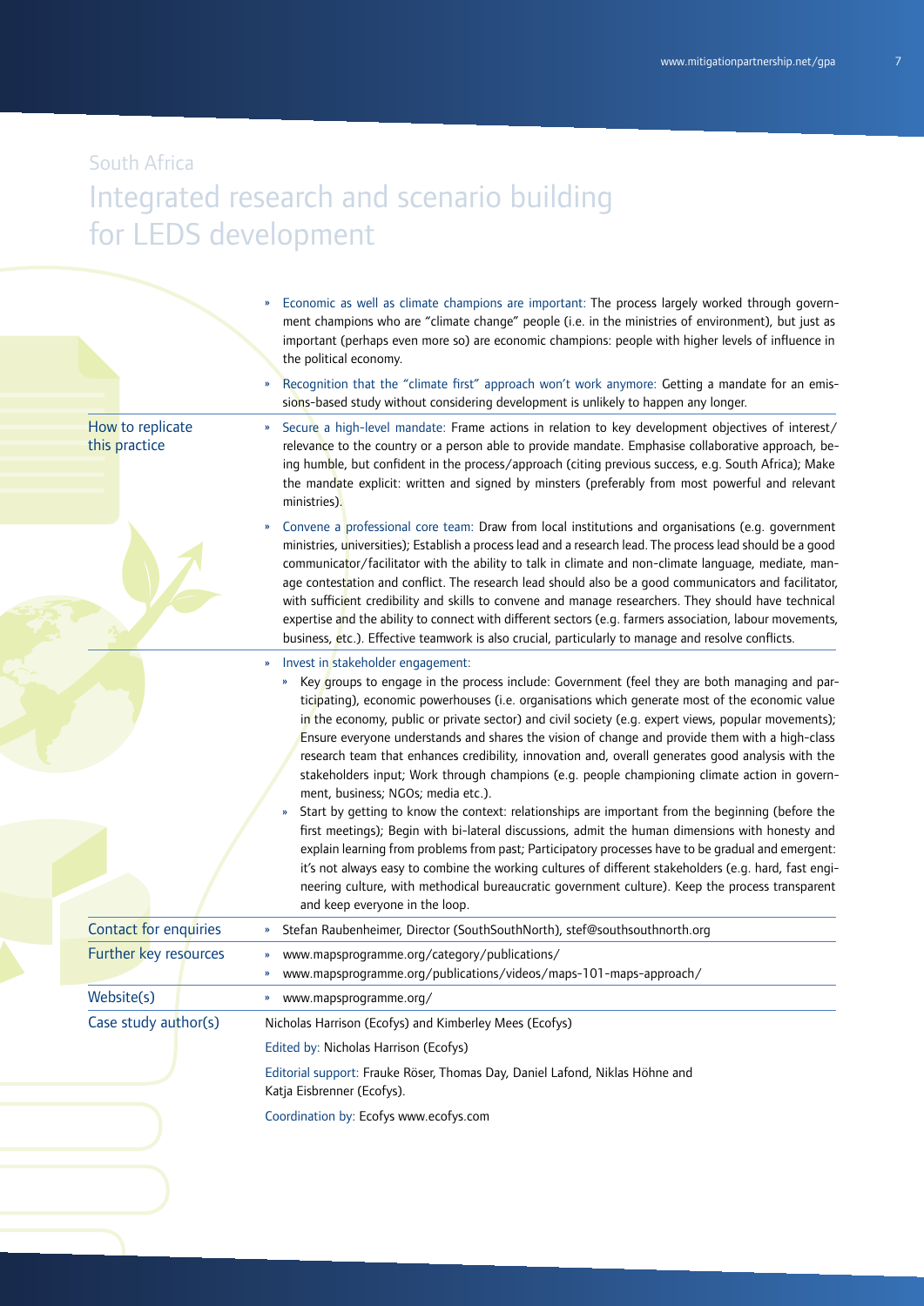South Africa

# Integrated research and scenario building for LEDS development

- Economic as well as climate champions are important: The process largely worked through government champions who are "climate change" people (i.e. in the ministries of environment), but just as important (perhaps even more so) are economic champions: people with higher levels of influence in the political economy.
- Recognition that the "climate first" approach won't work anymore: Getting a mandate for an emissions-based study without considering development is unlikely to happen any longer.

## How to replicate this practice

- Secure a high-level mandate: Frame actions in relation to key development objectives of interest/relevance to the country or a person able to provide mandate. Emphasise collaborative approach, being humble, but confident in the process/approach (citing previous success, e.g. South Africa); Make the mandate explicit: written and signed by minsters (preferably from most powerful and relevant ministries).
- Convene a professional core team: Draw from local institutions and organisations (e.g. government ministries, universities); Establish a process lead and a research lead. The process lead should be a good communicator/facilitator with the ability to talk in climate and non-climate language, mediate, manage contestation and conflict. The research lead should also be a good communicators and facilitator, with sufficient credibility and skills to convene and manage researchers. They should have technical expertise and the ability to connect with different sectors (e.g. farmers association, labour movements, business, etc.). Effective teamwork is also crucial, particularly to manage and resolve conflicts.
- Invest in stakeholder engagement:
  - Key groups to engage in the process include: Government (feel they are both managing and participating), economic powerhouses (i.e. organisations which generate most of the economic value in the economy, public or private sector) and civil society (e.g. expert views, popular movements); Ensure everyone understands and shares the vision of change and provide them with a high-class research team that enhances credibility, innovation and, overall generates good analysis with the stakeholders input; Work through champions (e.g. people championing climate action in government, business; NGOs; media etc.).
  - Start by getting to know the context: relationships are important from the beginning (before the first meetings); Begin with bi-lateral discussions, admit the human dimensions with honesty and explain learning from problems from past; Participatory processes have to be gradual and emergent: it's not always easy to combine the working cultures of different stakeholders (e.g. hard, fast engineering culture, with methodical bureaucratic government culture). Keep the process transparent and keep everyone in the loop.

## Contact for enquiries

- Stefan Raubenheimer, Director (SouthSouthNorth), stef@southsouthnorth.org

## Further key resources

- www.mapsprogramme.org/category/publications/
- www.mapsprogramme.org/publications/videos/maps-101-maps-approach/

## Website(s)

- www.mapsprogramme.org/

## Case study author(s)

Nicholas Harrison (Ecofys) and Kimberley Mees (Ecofys)

Edited by: Nicholas Harrison (Ecofys)

Editorial support: Frauke Röser, Thomas Day, Daniel Lafond, Niklas Höhne and Katja Eisbrenner (Ecofys).

Coordination by: Ecofys www.ecofys.com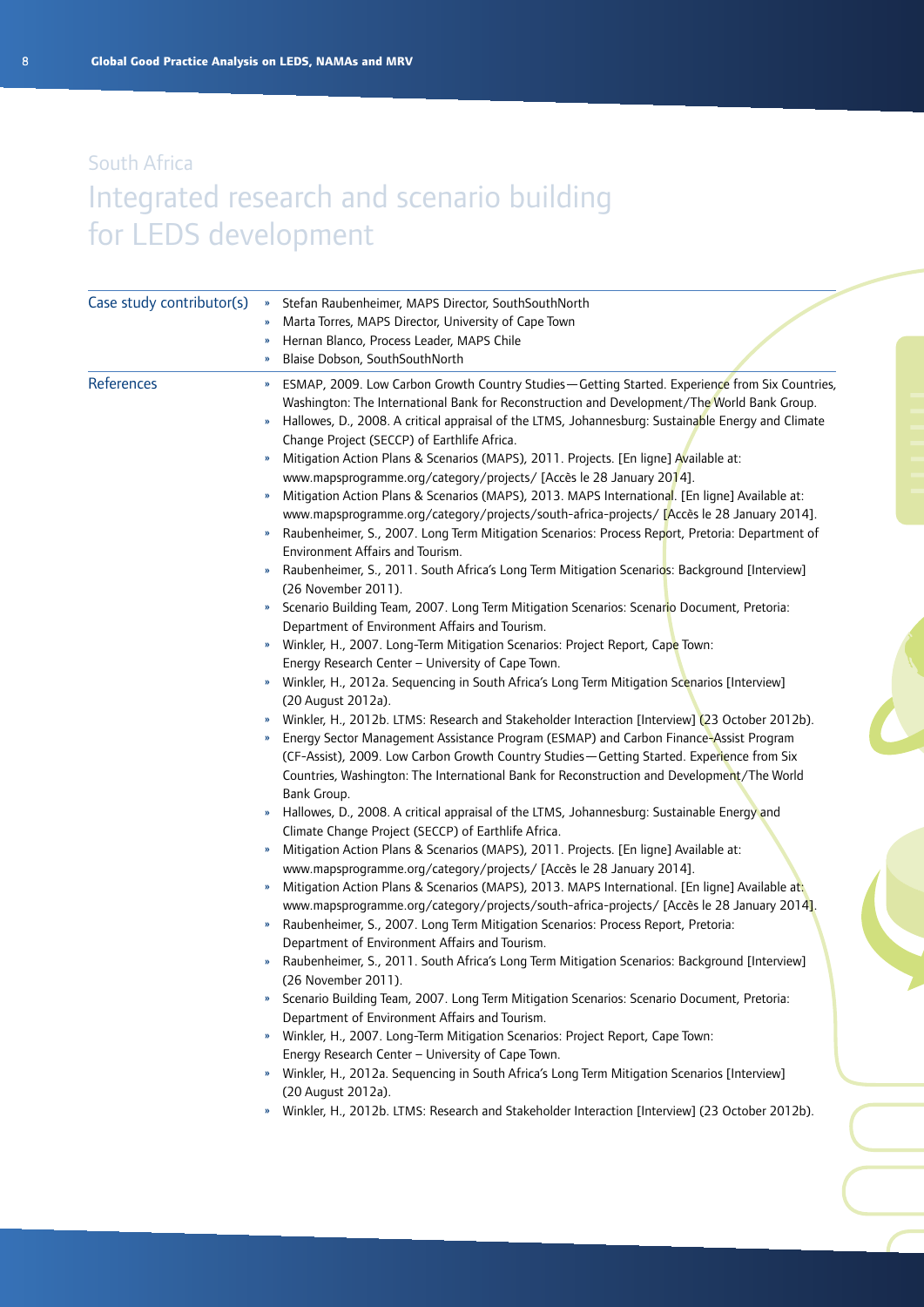South Africa

# Integrated research and scenario building for LEDS development

| | |
|---|---|
| Case study contributor(s) | » Stefan Raubenheimer, MAPS Director, SouthSouthNorth<br>» Marta Torres, MAPS Director, University of Cape Town<br>» Hernan Blanco, Process Leader, MAPS Chile<br>» Blaise Dobson, SouthSouthNorth |
| References | » ESMAP, 2009. Low Carbon Growth Country Studies—Getting Started. Experience from Six Countries, Washington: The International Bank for Reconstruction and Development/The World Bank Group.<br>» Hallowes, D., 2008. A critical appraisal of the LTMS, Johannesburg: Sustainable Energy and Climate Change Project (SECCP) of Earthlife Africa.<br>» Mitigation Action Plans & Scenarios (MAPS), 2011. Projects. [En ligne] Available at: www.mapsprogramme.org/category/projects/ [Accès le 28 January 2014].<br>» Mitigation Action Plans & Scenarios (MAPS), 2013. MAPS International. [En ligne] Available at: www.mapsprogramme.org/category/projects/south-africa-projects/ [Accès le 28 January 2014].<br>» Raubenheimer, S., 2007. Long Term Mitigation Scenarios: Process Report, Pretoria: Department of Environment Affairs and Tourism.<br>» Raubenheimer, S., 2011. South Africa's Long Term Mitigation Scenarios: Background [Interview] (26 November 2011).<br>» Scenario Building Team, 2007. Long Term Mitigation Scenarios: Scenario Document, Pretoria: Department of Environment Affairs and Tourism.<br>» Winkler, H., 2007. Long-Term Mitigation Scenarios: Project Report, Cape Town: Energy Research Center – University of Cape Town.<br>» Winkler, H., 2012a. Sequencing in South Africa's Long Term Mitigation Scenarios [Interview] (20 August 2012a).<br>» Winkler, H., 2012b. LTMS: Research and Stakeholder Interaction [Interview] (23 October 2012b).<br>» Energy Sector Management Assistance Program (ESMAP) and Carbon Finance-Assist Program (CF-Assist), 2009. Low Carbon Growth Country Studies—Getting Started. Experience from Six Countries, Washington: The International Bank for Reconstruction and Development/The World Bank Group.<br>» Hallowes, D., 2008. A critical appraisal of the LTMS, Johannesburg: Sustainable Energy and Climate Change Project (SECCP) of Earthlife Africa.<br>» Mitigation Action Plans & Scenarios (MAPS), 2011. Projects. [En ligne] Available at: www.mapsprogramme.org/category/projects/ [Accès le 28 January 2014].<br>» Mitigation Action Plans & Scenarios (MAPS), 2013. MAPS International. [En ligne] Available at: www.mapsprogramme.org/category/projects/south-africa-projects/ [Accès le 28 January 2014].<br>» Raubenheimer, S., 2007. Long Term Mitigation Scenarios: Process Report, Pretoria: Department of Environment Affairs and Tourism.<br>» Raubenheimer, S., 2011. South Africa's Long Term Mitigation Scenarios: Background [Interview] (26 November 2011).<br>» Scenario Building Team, 2007. Long Term Mitigation Scenarios: Scenario Document, Pretoria: Department of Environment Affairs and Tourism.<br>» Winkler, H., 2007. Long-Term Mitigation Scenarios: Project Report, Cape Town: Energy Research Center – University of Cape Town.<br>» Winkler, H., 2012a. Sequencing in South Africa's Long Term Mitigation Scenarios [Interview] (20 August 2012a).<br>» Winkler, H., 2012b. LTMS: Research and Stakeholder Interaction [Interview] (23 October 2012b). |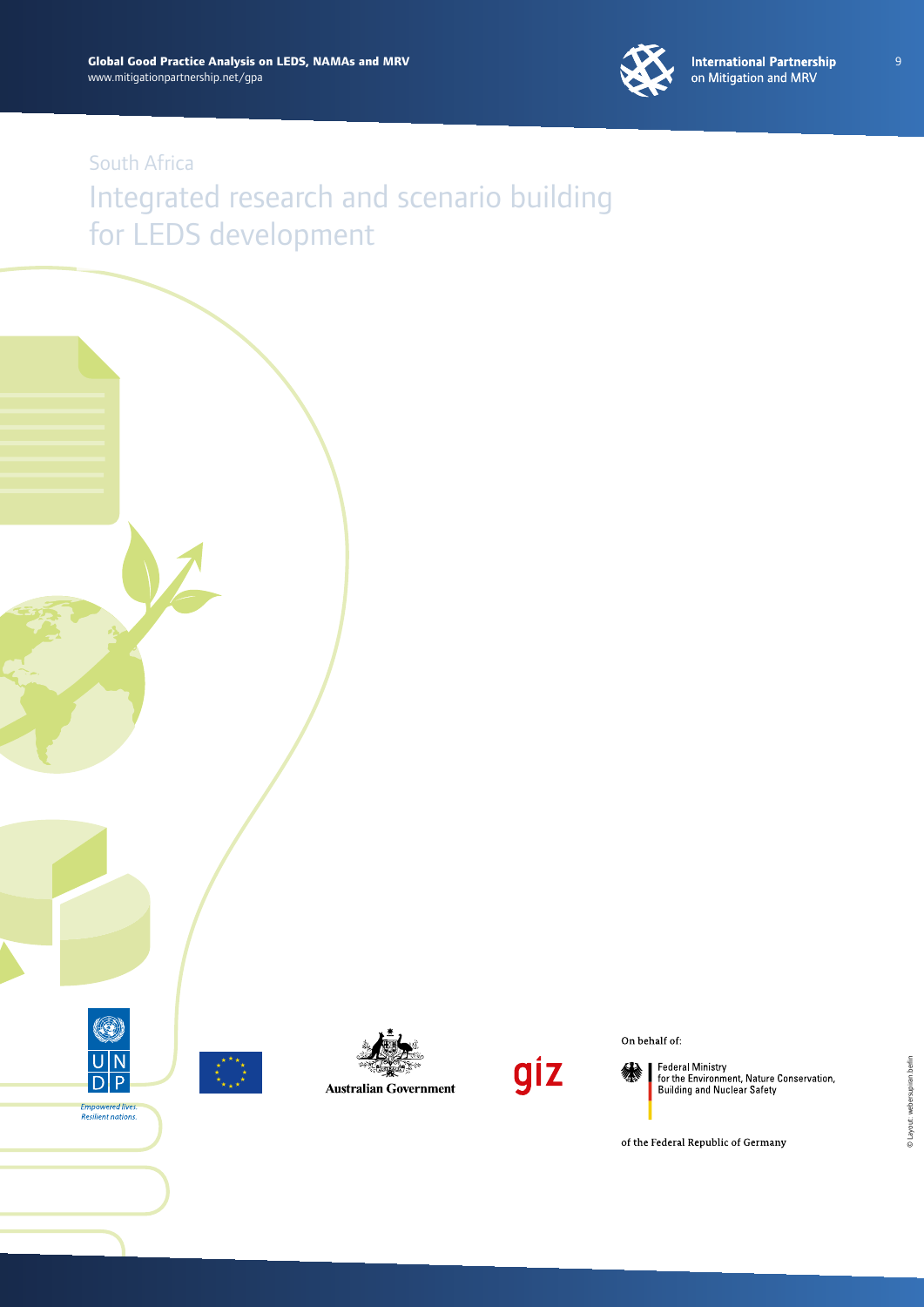South Africa

# Integrated research and scenario building for LEDS development

Empowered lives.
Resilient nations.

Australian Government

On behalf of:

Federal Ministry
for the Environment, Nature Conservation,
Building and Nuclear Safety

of the Federal Republic of Germany

© Layout: webersupiran.berlin